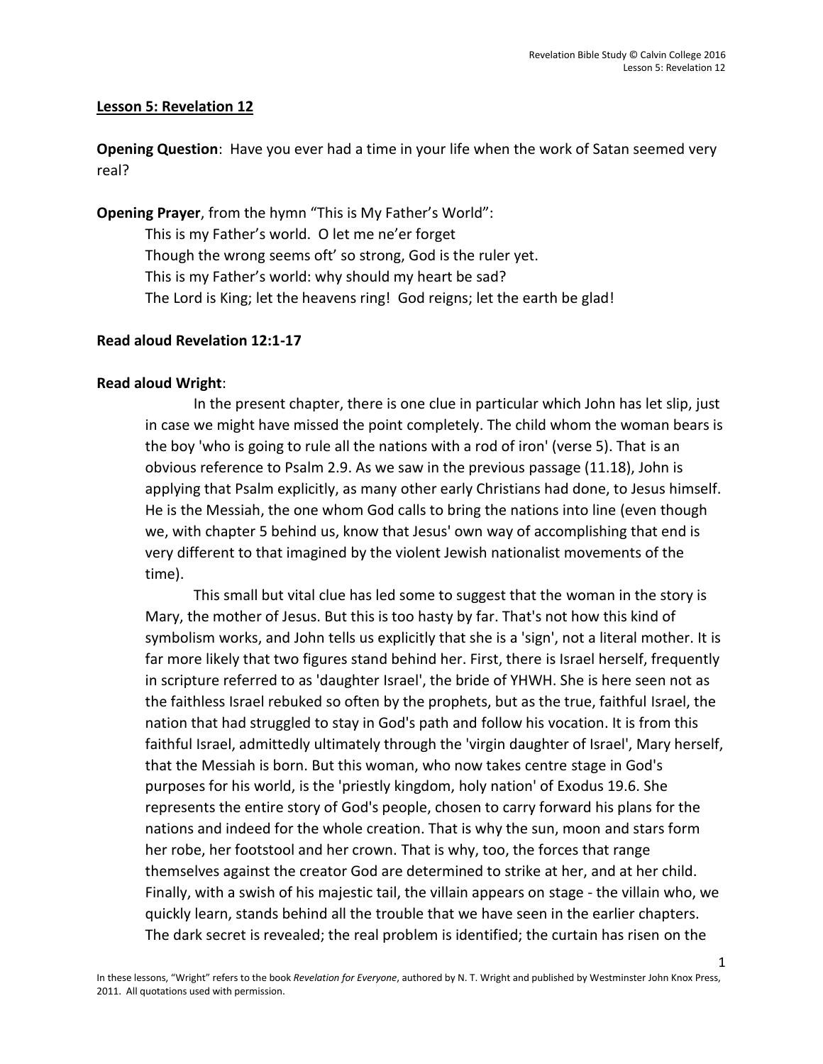**Lesson 5: Revelation 12**

**Opening Question**: Have you ever had a time in your life when the work of Satan seemed very real?

**Opening Prayer**, from the hymn "This is My Father's World":

> This is my Father's world. O let me ne'er forget
> Though the wrong seems oft' so strong, God is the ruler yet.
> This is my Father's world: why should my heart be sad?
> The Lord is King; let the heavens ring! God reigns; let the earth be glad!

**Read aloud Revelation 12:1-17**

**Read aloud Wright**:

> In the present chapter, there is one clue in particular which John has let slip, just in case we might have missed the point completely. The child whom the woman bears is the boy 'who is going to rule all the nations with a rod of iron' (verse 5). That is an obvious reference to Psalm 2.9. As we saw in the previous passage (11.18), John is applying that Psalm explicitly, as many other early Christians had done, to Jesus himself. He is the Messiah, the one whom God calls to bring the nations into line (even though we, with chapter 5 behind us, know that Jesus' own way of accomplishing that end is very different to that imagined by the violent Jewish nationalist movements of the time).
>
> This small but vital clue has led some to suggest that the woman in the story is Mary, the mother of Jesus. But this is too hasty by far. That's not how this kind of symbolism works, and John tells us explicitly that she is a 'sign', not a literal mother. It is far more likely that two figures stand behind her. First, there is Israel herself, frequently in scripture referred to as 'daughter Israel', the bride of YHWH. She is here seen not as the faithless Israel rebuked so often by the prophets, but as the true, faithful Israel, the nation that had struggled to stay in God's path and follow his vocation. It is from this faithful Israel, admittedly ultimately through the 'virgin daughter of Israel', Mary herself, that the Messiah is born. But this woman, who now takes centre stage in God's purposes for his world, is the 'priestly kingdom, holy nation' of Exodus 19.6. She represents the entire story of God's people, chosen to carry forward his plans for the nations and indeed for the whole creation. That is why the sun, moon and stars form her robe, her footstool and her crown. That is why, too, the forces that range themselves against the creator God are determined to strike at her, and at her child. Finally, with a swish of his majestic tail, the villain appears on stage - the villain who, we quickly learn, stands behind all the trouble that we have seen in the earlier chapters. The dark secret is revealed; the real problem is identified; the curtain has risen on the

In these lessons, "Wright" refers to the book *Revelation for Everyone*, authored by N. T. Wright and published by Westminster John Knox Press, 2011. All quotations used with permission.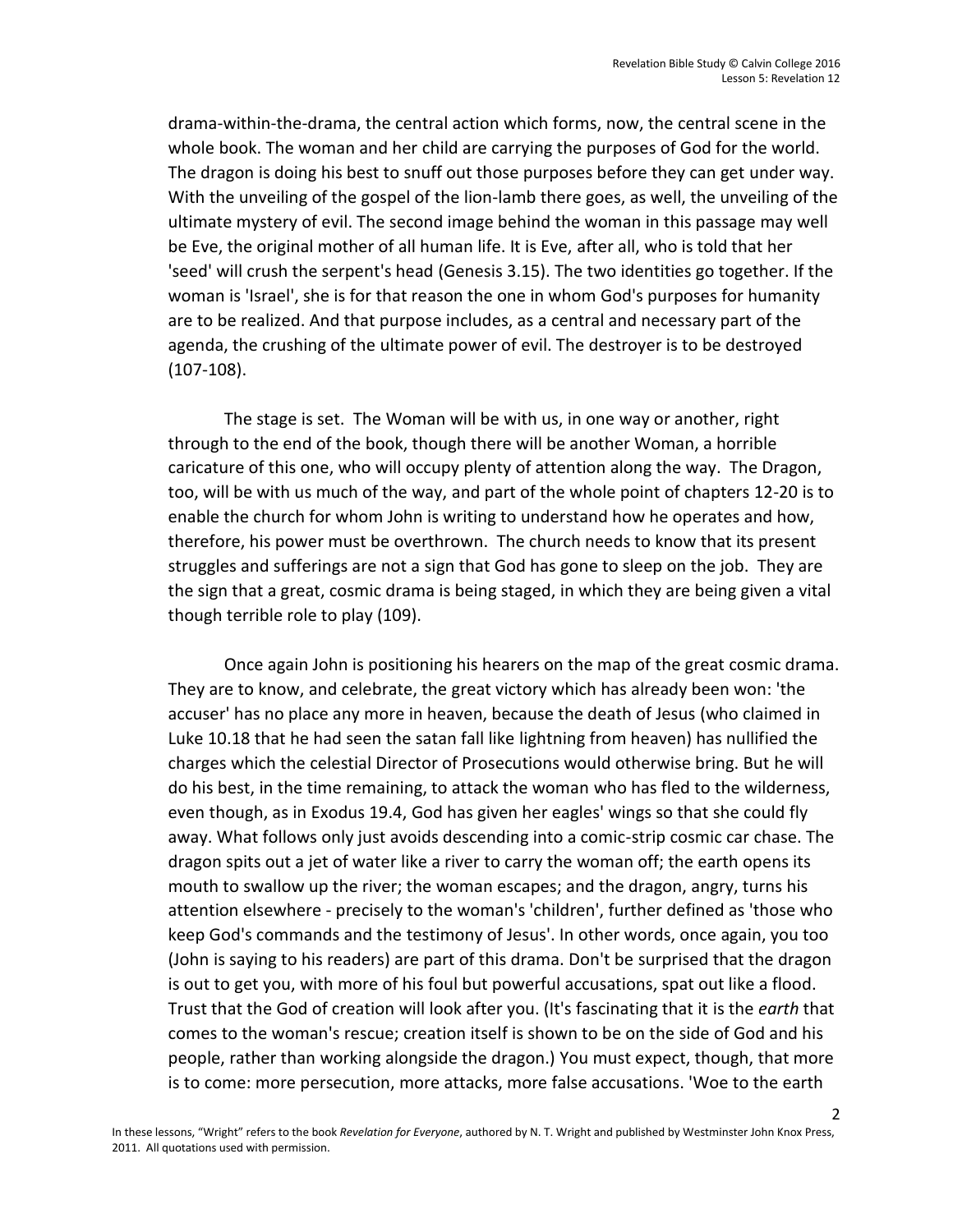drama-within-the-drama, the central action which forms, now, the central scene in the whole book. The woman and her child are carrying the purposes of God for the world. The dragon is doing his best to snuff out those purposes before they can get under way. With the unveiling of the gospel of the lion-lamb there goes, as well, the unveiling of the ultimate mystery of evil. The second image behind the woman in this passage may well be Eve, the original mother of all human life. It is Eve, after all, who is told that her 'seed' will crush the serpent's head (Genesis 3.15). The two identities go together. If the woman is 'Israel', she is for that reason the one in whom God's purposes for humanity are to be realized. And that purpose includes, as a central and necessary part of the agenda, the crushing of the ultimate power of evil. The destroyer is to be destroyed (107-108).

The stage is set. The Woman will be with us, in one way or another, right through to the end of the book, though there will be another Woman, a horrible caricature of this one, who will occupy plenty of attention along the way. The Dragon, too, will be with us much of the way, and part of the whole point of chapters 12-20 is to enable the church for whom John is writing to understand how he operates and how, therefore, his power must be overthrown. The church needs to know that its present struggles and sufferings are not a sign that God has gone to sleep on the job. They are the sign that a great, cosmic drama is being staged, in which they are being given a vital though terrible role to play (109).

Once again John is positioning his hearers on the map of the great cosmic drama. They are to know, and celebrate, the great victory which has already been won: 'the accuser' has no place any more in heaven, because the death of Jesus (who claimed in Luke 10.18 that he had seen the satan fall like lightning from heaven) has nullified the charges which the celestial Director of Prosecutions would otherwise bring. But he will do his best, in the time remaining, to attack the woman who has fled to the wilderness, even though, as in Exodus 19.4, God has given her eagles' wings so that she could fly away. What follows only just avoids descending into a comic-strip cosmic car chase. The dragon spits out a jet of water like a river to carry the woman off; the earth opens its mouth to swallow up the river; the woman escapes; and the dragon, angry, turns his attention elsewhere - precisely to the woman's 'children', further defined as 'those who keep God's commands and the testimony of Jesus'. In other words, once again, you too (John is saying to his readers) are part of this drama. Don't be surprised that the dragon is out to get you, with more of his foul but powerful accusations, spat out like a flood. Trust that the God of creation will look after you. (It's fascinating that it is the *earth* that comes to the woman's rescue; creation itself is shown to be on the side of God and his people, rather than working alongside the dragon.) You must expect, though, that more is to come: more persecution, more attacks, more false accusations. 'Woe to the earth

In these lessons, "Wright" refers to the book *Revelation for Everyone*, authored by N. T. Wright and published by Westminster John Knox Press, 2011. All quotations used with permission.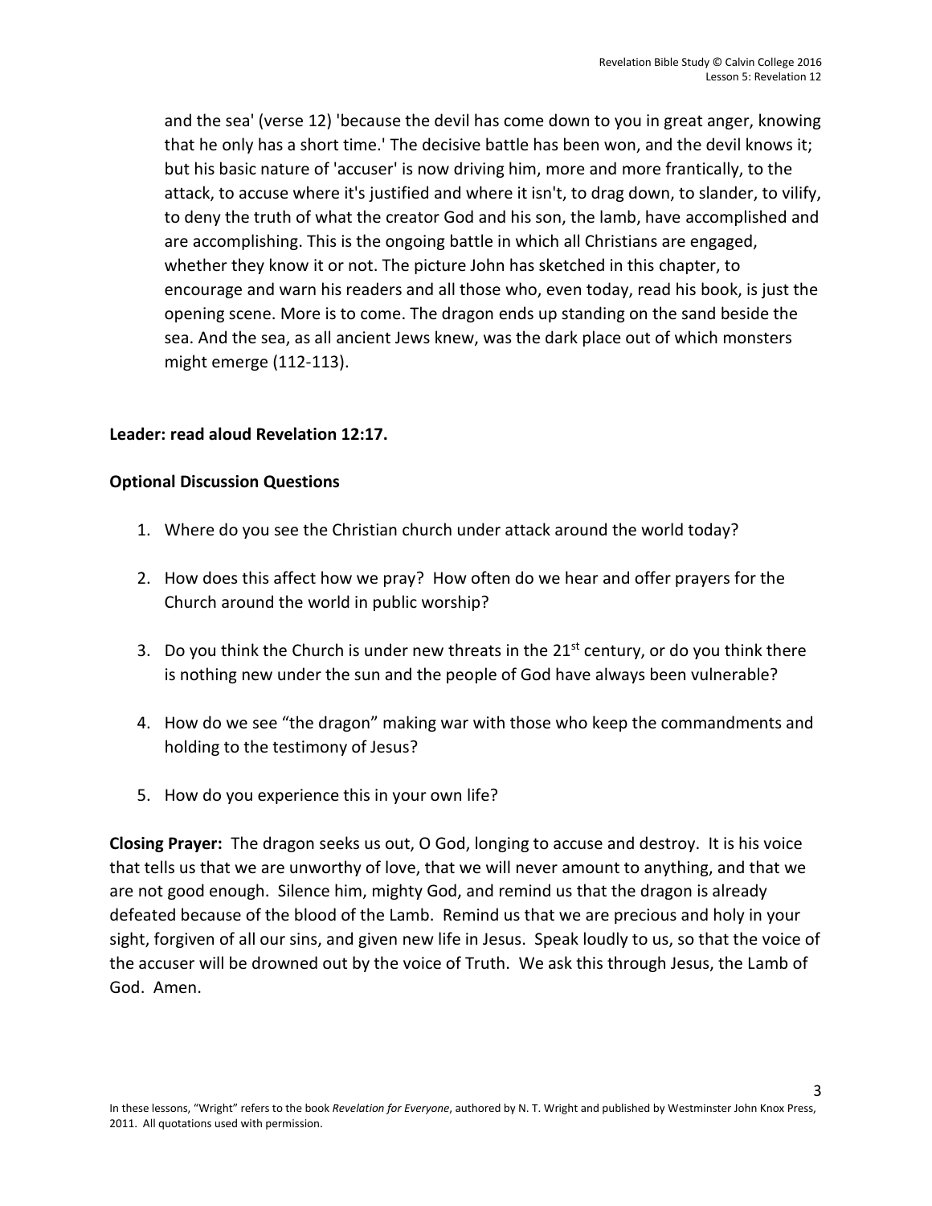and the sea' (verse 12) 'because the devil has come down to you in great anger, knowing that he only has a short time.' The decisive battle has been won, and the devil knows it; but his basic nature of 'accuser' is now driving him, more and more frantically, to the attack, to accuse where it's justified and where it isn't, to drag down, to slander, to vilify, to deny the truth of what the creator God and his son, the lamb, have accomplished and are accomplishing. This is the ongoing battle in which all Christians are engaged, whether they know it or not. The picture John has sketched in this chapter, to encourage and warn his readers and all those who, even today, read his book, is just the opening scene. More is to come. The dragon ends up standing on the sand beside the sea. And the sea, as all ancient Jews knew, was the dark place out of which monsters might emerge (112-113).

**Leader: read aloud Revelation 12:17.**

**Optional Discussion Questions**

1. Where do you see the Christian church under attack around the world today?

2. How does this affect how we pray? How often do we hear and offer prayers for the Church around the world in public worship?

3. Do you think the Church is under new threats in the 21st century, or do you think there is nothing new under the sun and the people of God have always been vulnerable?

4. How do we see "the dragon" making war with those who keep the commandments and holding to the testimony of Jesus?

5. How do you experience this in your own life?

**Closing Prayer:** The dragon seeks us out, O God, longing to accuse and destroy. It is his voice that tells us that we are unworthy of love, that we will never amount to anything, and that we are not good enough. Silence him, mighty God, and remind us that the dragon is already defeated because of the blood of the Lamb. Remind us that we are precious and holy in your sight, forgiven of all our sins, and given new life in Jesus. Speak loudly to us, so that the voice of the accuser will be drowned out by the voice of Truth. We ask this through Jesus, the Lamb of God. Amen.

In these lessons, "Wright" refers to the book *Revelation for Everyone*, authored by N. T. Wright and published by Westminster John Knox Press, 2011. All quotations used with permission.